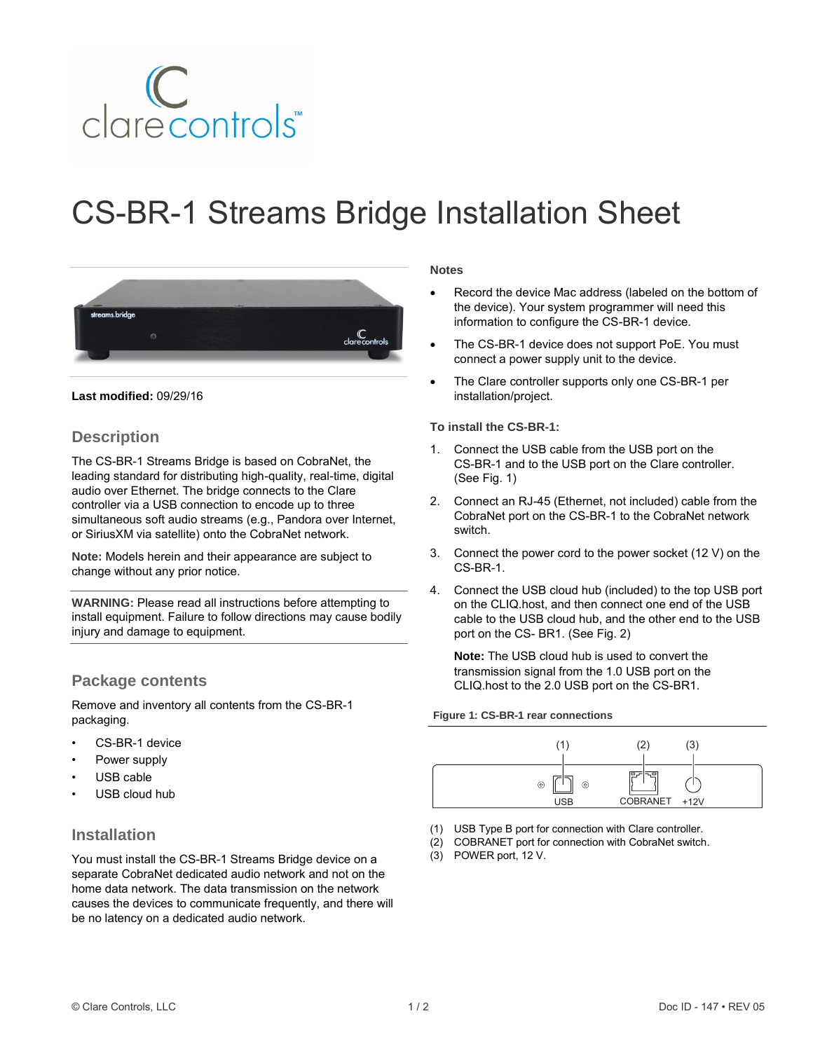# CS-BR-1 Streams Bridge Installation Sheet

**Last modified:** 09/29/16

## Description

The CS-BR-1 Streams Bridge is based on CobraNet, the leading standard for distributing high-quality, real-time, digital audio over Ethernet. The bridge connects to the Clare controller via a USB connection to encode up to three simultaneous soft audio streams (e.g., Pandora over Internet, or SiriusXM via satellite) onto the CobraNet network.

**Note:** Models herein and their appearance are subject to change without any prior notice.

**WARNING:** Please read all instructions before attempting to install equipment. Failure to follow directions may cause bodily injury and damage to equipment.

## Package contents

Remove and inventory all contents from the CS-BR-1 packaging.

- CS-BR-1 device
- Power supply
- USB cable
- USB cloud hub

## Installation

You must install the CS-BR-1 Streams Bridge device on a separate CobraNet dedicated audio network and not on the home data network. The data transmission on the network causes the devices to communicate frequently, and there will be no latency on a dedicated audio network.

### Notes

- Record the device Mac address (labeled on the bottom of the device). Your system programmer will need this information to configure the CS-BR-1 device.
- The CS-BR-1 device does not support PoE. You must connect a power supply unit to the device.
- The Clare controller supports only one CS-BR-1 per installation/project.

**To install the CS-BR-1:**

1. Connect the USB cable from the USB port on the CS-BR-1 and to the USB port on the Clare controller. (See Fig. 1)
2. Connect an RJ-45 (Ethernet, not included) cable from the CobraNet port on the CS-BR-1 to the CobraNet network switch.
3. Connect the power cord to the power socket (12 V) on the CS-BR-1.
4. Connect the USB cloud hub (included) to the top USB port on the CLIQ.host, and then connect one end of the USB cable to the USB cloud hub, and the other end to the USB port on the CS- BR1. (See Fig. 2)

   **Note:** The USB cloud hub is used to convert the transmission signal from the 1.0 USB port on the CLIQ.host to the 2.0 USB port on the CS-BR1.

**Figure 1: CS-BR-1 rear connections**

(1) USB (2) COBRANET (3) +12V

(1) USB Type B port for connection with Clare controller.
(2) COBRANET port for connection with CobraNet switch.
(3) POWER port, 12 V.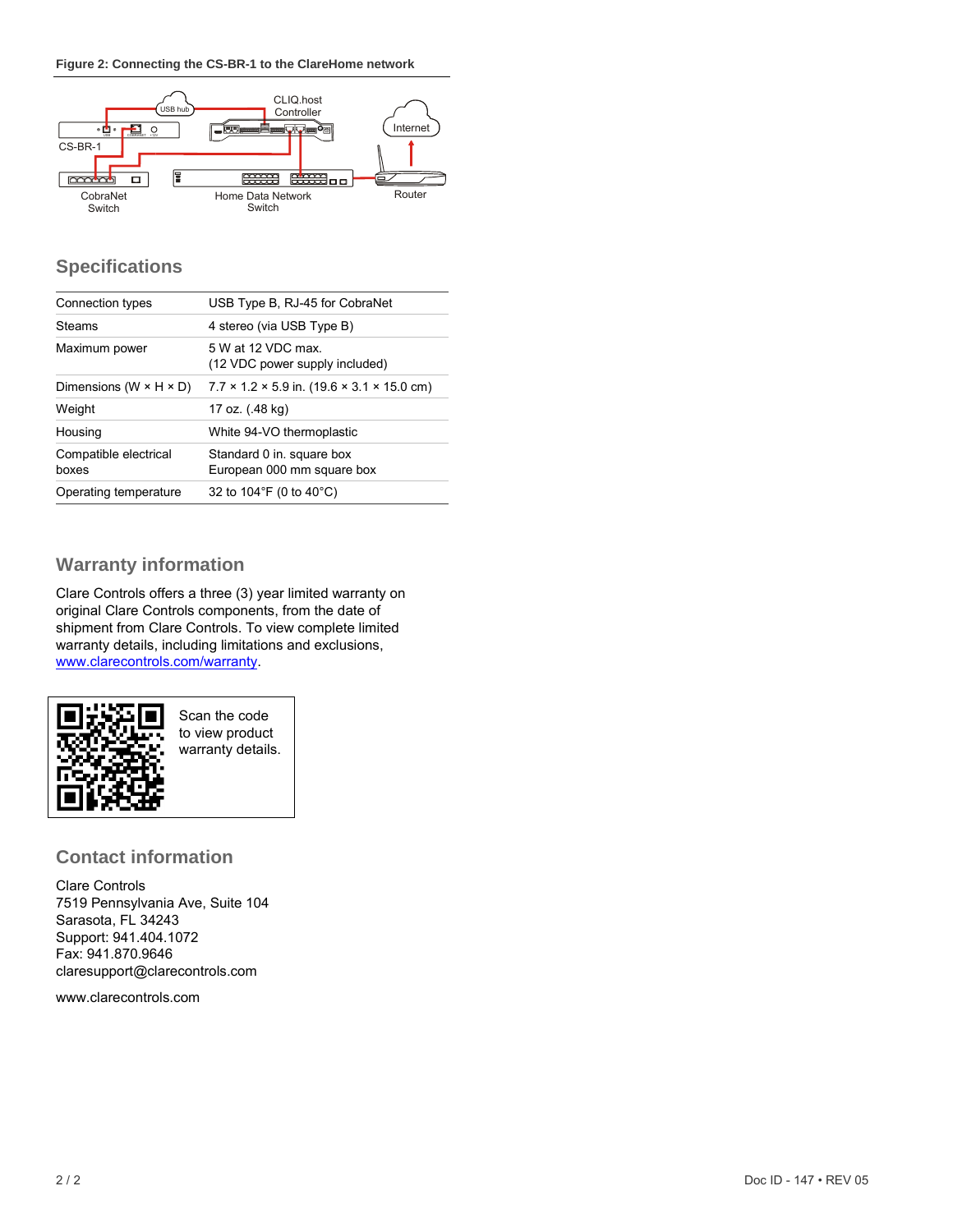**Figure 2: Connecting the CS-BR-1 to the ClareHome network**

USB hub

CLIQ.host Controller

Internet

CS-BR-1

CobraNet Switch

Home Data Network Switch

Router

## Specifications

| | |
|---|---|
| Connection types | USB Type B, RJ-45 for CobraNet |
| Steams | 4 stereo (via USB Type B) |
| Maximum power | 5 W at 12 VDC max.<br>(12 VDC power supply included) |
| Dimensions (W × H × D) | 7.7 × 1.2 × 5.9 in. (19.6 × 3.1 × 15.0 cm) |
| Weight | 17 oz. (.48 kg) |
| Housing | White 94-VO thermoplastic |
| Compatible electrical boxes | Standard 0 in. square box<br>European 000 mm square box |
| Operating temperature | 32 to 104°F (0 to 40°C) |

## Warranty information

Clare Controls offers a three (3) year limited warranty on original Clare Controls components, from the date of shipment from Clare Controls. To view complete limited warranty details, including limitations and exclusions, www.clarecontrols.com/warranty.

Scan the code to view product warranty details.

## Contact information

Clare Controls
7519 Pennsylvania Ave, Suite 104
Sarasota, FL 34243
Support: 941.404.1072
Fax: 941.870.9646
claresupport@clarecontrols.com

www.clarecontrols.com

Doc ID - 147 • REV 05